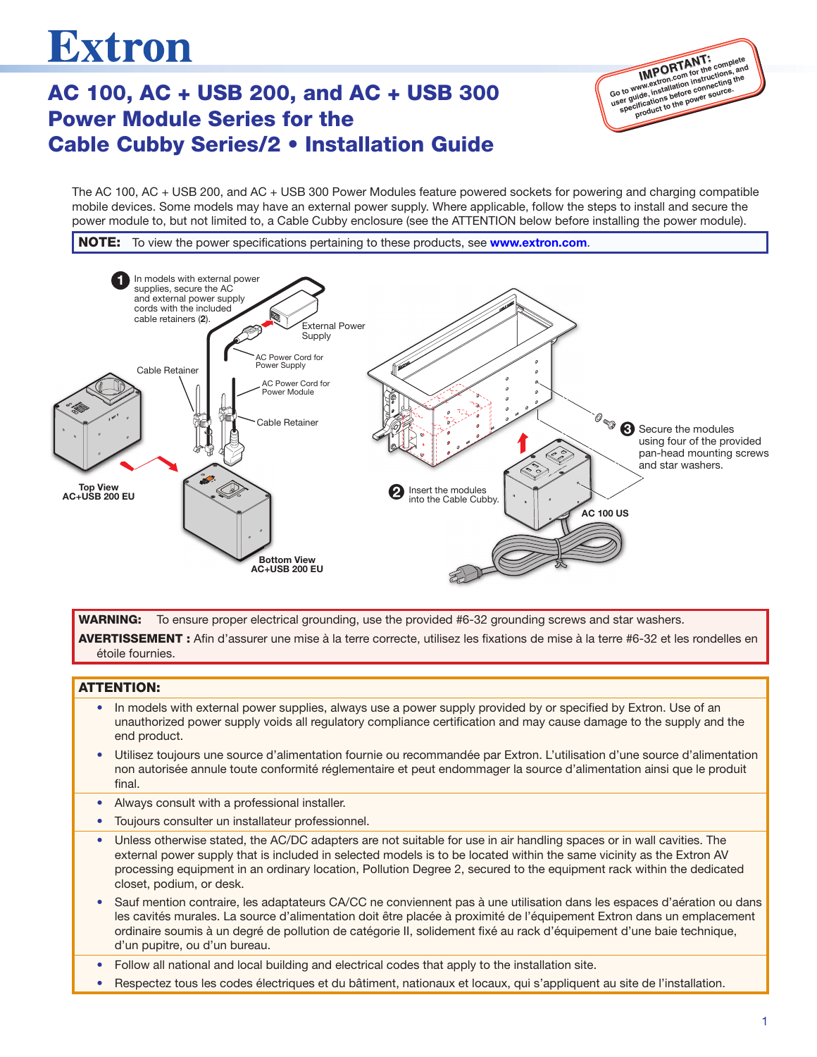# Extron

## AC 100, AC + USB 200, and AC + USB 300 Power Module Series for the Cable Cubby Series/2 • Installation Guide

**IMPORTANT:** Go to www.extron.com for the complete user guide, installation instructions, and specifications before connecting the product to the power source.

The AC 100, AC + USB 200, and AC + USB 300 Power Modules feature powered sockets for powering and charging compatible mobile devices. Some models may have an external power supply. Where applicable, follow the steps to install and secure the power module to, but not limited to, a Cable Cubby enclosure (see the ATTENTION below before installing the power module).

**NOTE:** To view the power specifications pertaining to these products, see **www.extron.com**.

1. In models with external power supplies, secure the AC and external power supply cords with the included cable retainers (**2**).

External Power Supply

AC Power Cord for Power Supply

AC Power Cord for Power Module

Cable Retainer

Cable Retainer

**Top View AC+USB 200 EU**

**Bottom View AC+USB 200 EU**

2. Insert the modules into the Cable Cubby.

3. Secure the modules using four of the provided pan-head mounting screws and star washers.

**AC 100 US**

**WARNING:** To ensure proper electrical grounding, use the provided #6-32 grounding screws and star washers.

**AVERTISSEMENT :** Afin d’assurer une mise à la terre correcte, utilisez les fixations de mise à la terre #6-32 et les rondelles en étoile fournies.

**ATTENTION:**

- In models with external power supplies, always use a power supply provided by or specified by Extron. Use of an unauthorized power supply voids all regulatory compliance certification and may cause damage to the supply and the end product.
- Utilisez toujours une source d’alimentation fournie ou recommandée par Extron. L’utilisation d’une source d’alimentation non autorisée annule toute conformité réglementaire et peut endommager la source d’alimentation ainsi que le produit final.
- Always consult with a professional installer.
- Toujours consulter un installateur professionnel.
- Unless otherwise stated, the AC/DC adapters are not suitable for use in air handling spaces or in wall cavities. The external power supply that is included in selected models is to be located within the same vicinity as the Extron AV processing equipment in an ordinary location, Pollution Degree 2, secured to the equipment rack within the dedicated closet, podium, or desk.
- Sauf mention contraire, les adaptateurs CA/CC ne conviennent pas à une utilisation dans les espaces d’aération ou dans les cavités murales. La source d’alimentation doit être placée à proximité de l’équipement Extron dans un emplacement ordinaire soumis à un degré de pollution de catégorie II, solidement fixé au rack d’équipement d’une baie technique, d’un pupitre, ou d’un bureau.
- Follow all national and local building and electrical codes that apply to the installation site.
- Respectez tous les codes électriques et du bâtiment, nationaux et locaux, qui s’appliquent au site de l’installation.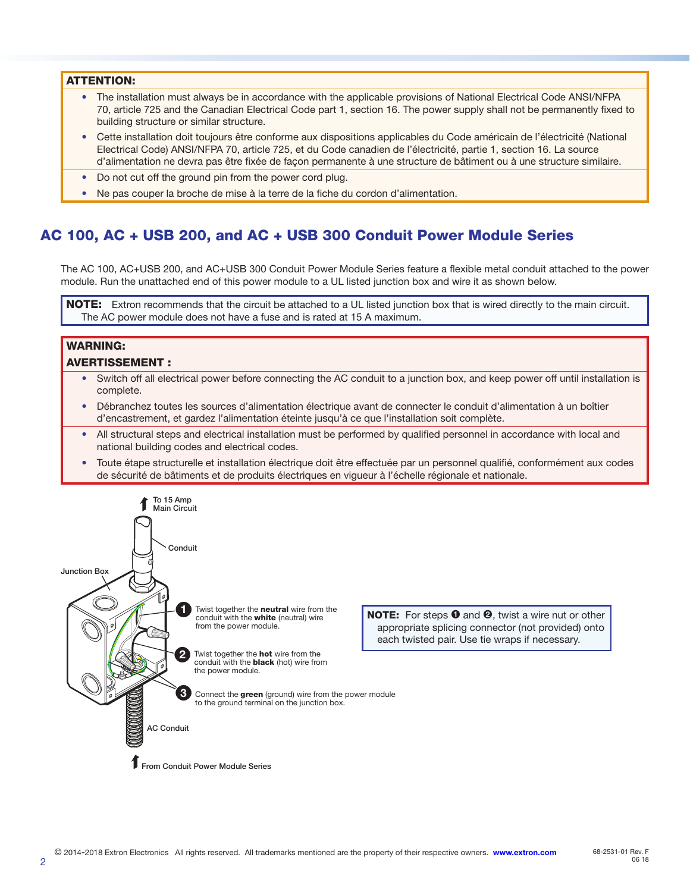**ATTENTION:**

- The installation must always be in accordance with the applicable provisions of National Electrical Code ANSI/NFPA 70, article 725 and the Canadian Electrical Code part 1, section 16. The power supply shall not be permanently fixed to building structure or similar structure.
- Cette installation doit toujours être conforme aux dispositions applicables du Code américain de l'électricité (National Electrical Code) ANSI/NFPA 70, article 725, et du Code canadien de l'électricité, partie 1, section 16. La source d'alimentation ne devra pas être fixée de façon permanente à une structure de bâtiment ou à une structure similaire.
- Do not cut off the ground pin from the power cord plug.
- Ne pas couper la broche de mise à la terre de la fiche du cordon d'alimentation.

## AC 100, AC + USB 200, and AC + USB 300 Conduit Power Module Series

The AC 100, AC+USB 200, and AC+USB 300 Conduit Power Module Series feature a flexible metal conduit attached to the power module. Run the unattached end of this power module to a UL listed junction box and wire it as shown below.

**NOTE:** Extron recommends that the circuit be attached to a UL listed junction box that is wired directly to the main circuit. The AC power module does not have a fuse and is rated at 15 A maximum.

**WARNING:**
**AVERTISSEMENT :**

- Switch off all electrical power before connecting the AC conduit to a junction box, and keep power off until installation is complete.
- Débranchez toutes les sources d'alimentation électrique avant de connecter le conduit d'alimentation à un boîtier d'encastrement, et gardez l'alimentation éteinte jusqu'à ce que l'installation soit complète.
- All structural steps and electrical installation must be performed by qualified personnel in accordance with local and national building codes and electrical codes.
- Toute étape structurelle et installation électrique doit être effectuée par un personnel qualifié, conformément aux codes de sécurité de bâtiments et de produits électriques en vigueur à l'échelle régionale et nationale.

To 15 Amp Main Circuit

Conduit

Junction Box

1 Twist together the **neutral** wire from the conduit with the **white** (neutral) wire from the power module.

2 Twist together the **hot** wire from the conduit with the **black** (hot) wire from the power module.

3 Connect the **green** (ground) wire from the power module to the ground terminal on the junction box.

AC Conduit

From Conduit Power Module Series

**NOTE:** For steps 1 and 2, twist a wire nut or other appropriate splicing connector (not provided) onto each twisted pair. Use tie wraps if necessary.

© 2014-2018 Extron Electronics All rights reserved. All trademarks mentioned are the property of their respective owners. **www.extron.com**

68-2531-01 Rev. F
06 18